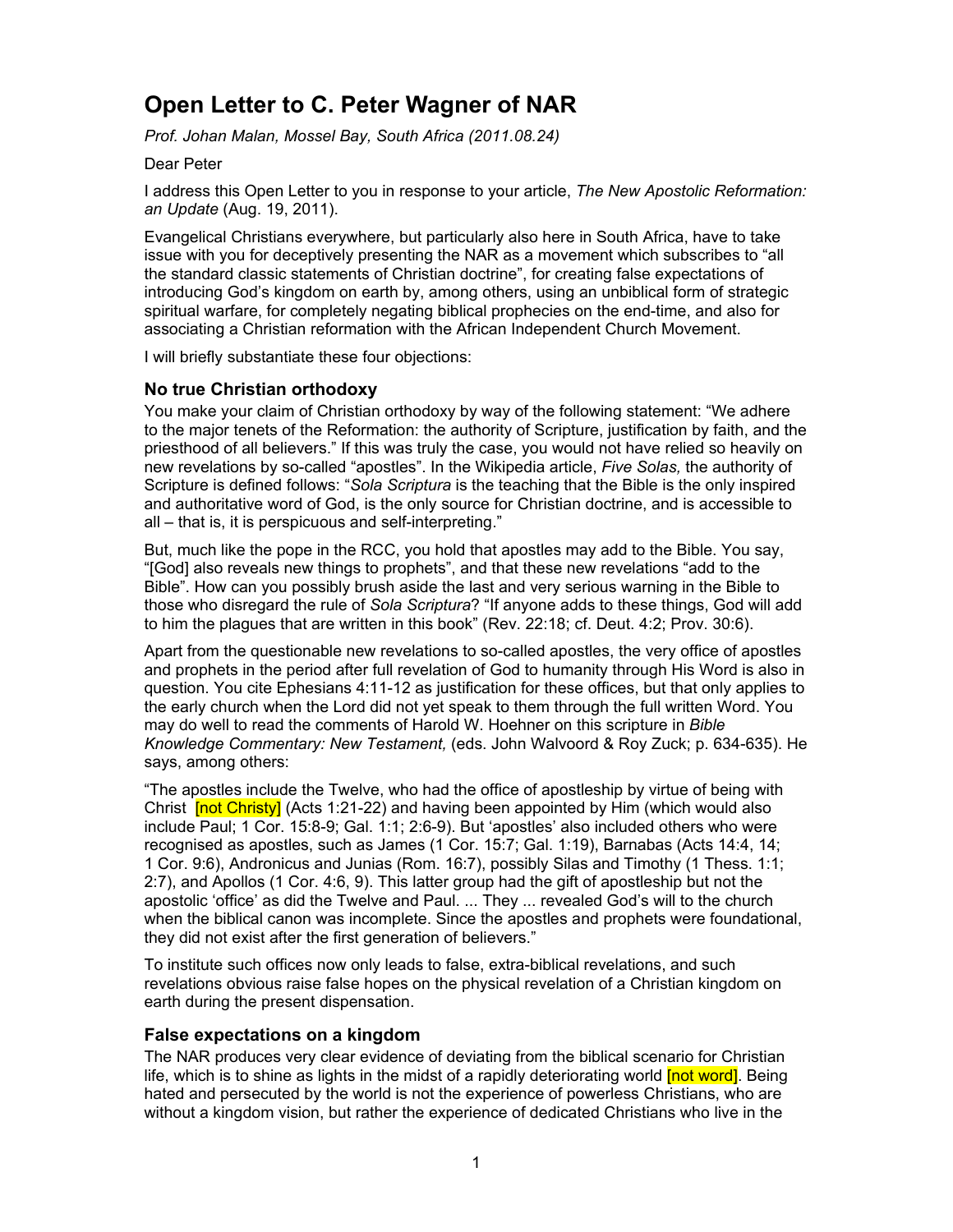# Open Letter to C. Peter Wagner of NAR

*Prof. Johan Malan, Mossel Bay, South Africa (2011.08.24)*

Dear Peter

I address this Open Letter to you in response to your article, *The New Apostolic Reformation: an Update* (Aug. 19, 2011).

Evangelical Christians everywhere, but particularly also here in South Africa, have to take issue with you for deceptively presenting the NAR as a movement which subscribes to "all the standard classic statements of Christian doctrine", for creating false expectations of introducing God's kingdom on earth by, among others, using an unbiblical form of strategic spiritual warfare, for completely negating biblical prophecies on the end-time, and also for associating a Christian reformation with the African Independent Church Movement.

I will briefly substantiate these four objections:

## No true Christian orthodoxy

You make your claim of Christian orthodoxy by way of the following statement: "We adhere to the major tenets of the Reformation: the authority of Scripture, justification by faith, and the priesthood of all believers." If this was truly the case, you would not have relied so heavily on new revelations by so-called "apostles". In the Wikipedia article, *Five Solas,* the authority of Scripture is defined follows: "*Sola Scriptura* is the teaching that the Bible is the only inspired and authoritative word of God, is the only source for Christian doctrine, and is accessible to all – that is, it is perspicuous and self-interpreting."

But, much like the pope in the RCC, you hold that apostles may add to the Bible. You say, "[God] also reveals new things to prophets", and that these new revelations "add to the Bible". How can you possibly brush aside the last and very serious warning in the Bible to those who disregard the rule of *Sola Scriptura*? "If anyone adds to these things, God will add to him the plagues that are written in this book" (Rev. 22:18; cf. Deut. 4:2; Prov. 30:6).

Apart from the questionable new revelations to so-called apostles, the very office of apostles and prophets in the period after full revelation of God to humanity through His Word is also in question. You cite Ephesians 4:11-12 as justification for these offices, but that only applies to the early church when the Lord did not yet speak to them through the full written Word. You may do well to read the comments of Harold W. Hoehner on this scripture in *Bible Knowledge Commentary: New Testament,* (eds. John Walvoord & Roy Zuck; p. 634-635). He says, among others:

"The apostles include the Twelve, who had the office of apostleship by virtue of being with Christ [not Christy] (Acts 1:21-22) and having been appointed by Him (which would also include Paul; 1 Cor. 15:8-9; Gal. 1:1; 2:6-9). But 'apostles' also included others who were recognised as apostles, such as James (1 Cor. 15:7; Gal. 1:19), Barnabas (Acts 14:4, 14; 1 Cor. 9:6), Andronicus and Junias (Rom. 16:7), possibly Silas and Timothy (1 Thess. 1:1; 2:7), and Apollos (1 Cor. 4:6, 9). This latter group had the gift of apostleship but not the apostolic 'office' as did the Twelve and Paul. ... They ... revealed God's will to the church when the biblical canon was incomplete. Since the apostles and prophets were foundational, they did not exist after the first generation of believers."

To institute such offices now only leads to false, extra-biblical revelations, and such revelations obvious raise false hopes on the physical revelation of a Christian kingdom on earth during the present dispensation.

## False expectations on a kingdom

The NAR produces very clear evidence of deviating from the biblical scenario for Christian life, which is to shine as lights in the midst of a rapidly deteriorating world [not word]. Being hated and persecuted by the world is not the experience of powerless Christians, who are without a kingdom vision, but rather the experience of dedicated Christians who live in the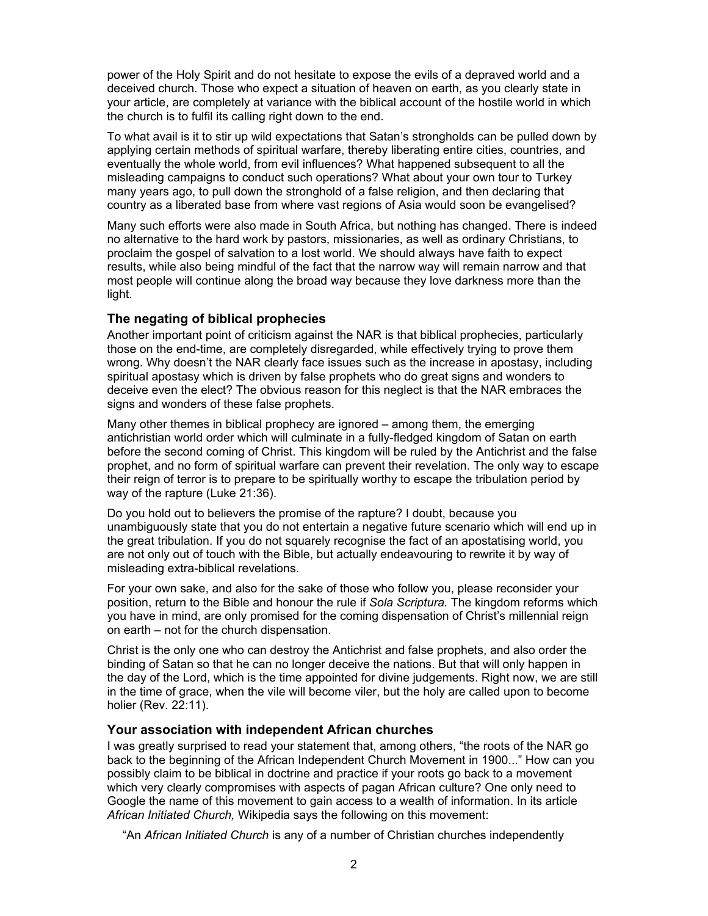power of the Holy Spirit and do not hesitate to expose the evils of a depraved world and a deceived church. Those who expect a situation of heaven on earth, as you clearly state in your article, are completely at variance with the biblical account of the hostile world in which the church is to fulfil its calling right down to the end.

To what avail is it to stir up wild expectations that Satan's strongholds can be pulled down by applying certain methods of spiritual warfare, thereby liberating entire cities, countries, and eventually the whole world, from evil influences? What happened subsequent to all the misleading campaigns to conduct such operations? What about your own tour to Turkey many years ago, to pull down the stronghold of a false religion, and then declaring that country as a liberated base from where vast regions of Asia would soon be evangelised?

Many such efforts were also made in South Africa, but nothing has changed. There is indeed no alternative to the hard work by pastors, missionaries, as well as ordinary Christians, to proclaim the gospel of salvation to a lost world. We should always have faith to expect results, while also being mindful of the fact that the narrow way will remain narrow and that most people will continue along the broad way because they love darkness more than the light.

### The negating of biblical prophecies

Another important point of criticism against the NAR is that biblical prophecies, particularly those on the end-time, are completely disregarded, while effectively trying to prove them wrong. Why doesn't the NAR clearly face issues such as the increase in apostasy, including spiritual apostasy which is driven by false prophets who do great signs and wonders to deceive even the elect? The obvious reason for this neglect is that the NAR embraces the signs and wonders of these false prophets.

Many other themes in biblical prophecy are ignored – among them, the emerging antichristian world order which will culminate in a fully-fledged kingdom of Satan on earth before the second coming of Christ. This kingdom will be ruled by the Antichrist and the false prophet, and no form of spiritual warfare can prevent their revelation. The only way to escape their reign of terror is to prepare to be spiritually worthy to escape the tribulation period by way of the rapture (Luke 21:36).

Do you hold out to believers the promise of the rapture? I doubt, because you unambiguously state that you do not entertain a negative future scenario which will end up in the great tribulation. If you do not squarely recognise the fact of an apostatising world, you are not only out of touch with the Bible, but actually endeavouring to rewrite it by way of misleading extra-biblical revelations.

For your own sake, and also for the sake of those who follow you, please reconsider your position, return to the Bible and honour the rule if *Sola Scriptura.* The kingdom reforms which you have in mind, are only promised for the coming dispensation of Christ's millennial reign on earth – not for the church dispensation.

Christ is the only one who can destroy the Antichrist and false prophets, and also order the binding of Satan so that he can no longer deceive the nations. But that will only happen in the day of the Lord, which is the time appointed for divine judgements. Right now, we are still in the time of grace, when the vile will become viler, but the holy are called upon to become holier (Rev. 22:11).

### Your association with independent African churches

I was greatly surprised to read your statement that, among others, "the roots of the NAR go back to the beginning of the African Independent Church Movement in 1900..." How can you possibly claim to be biblical in doctrine and practice if your roots go back to a movement which very clearly compromises with aspects of pagan African culture? One only need to Google the name of this movement to gain access to a wealth of information. In its article *African Initiated Church,* Wikipedia says the following on this movement:

"An *African Initiated Church* is any of a number of Christian churches independently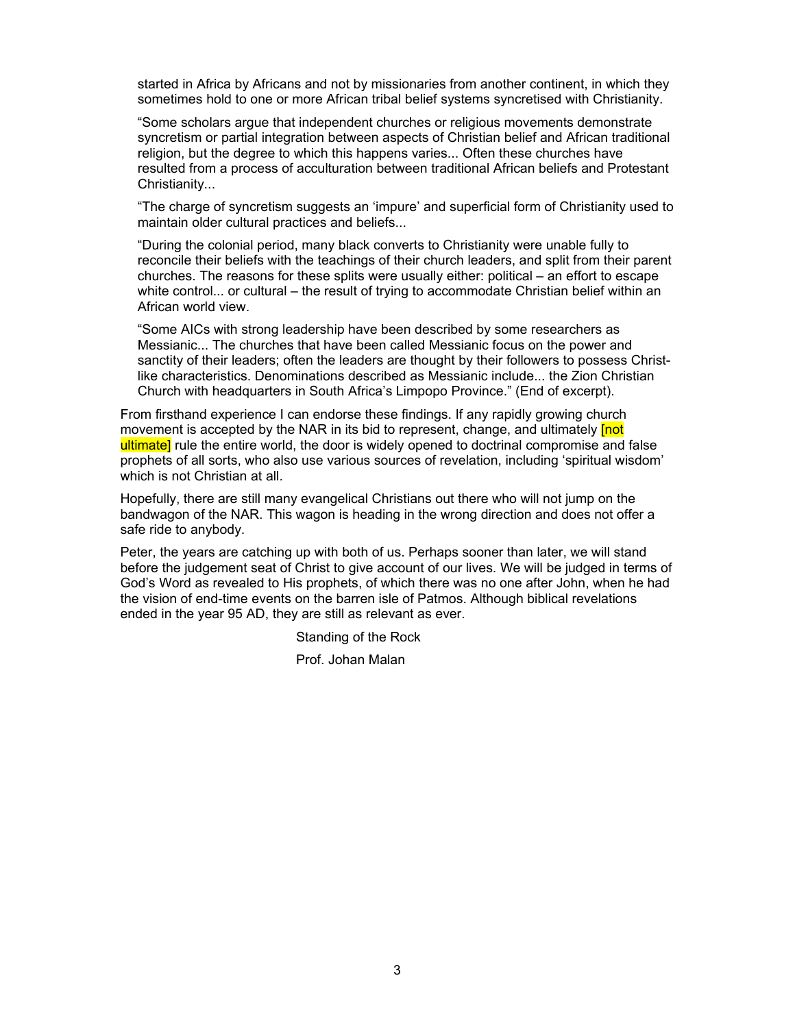started in Africa by Africans and not by missionaries from another continent, in which they sometimes hold to one or more African tribal belief systems syncretised with Christianity.

> "Some scholars argue that independent churches or religious movements demonstrate syncretism or partial integration between aspects of Christian belief and African traditional religion, but the degree to which this happens varies... Often these churches have resulted from a process of acculturation between traditional African beliefs and Protestant Christianity...
>
> "The charge of syncretism suggests an 'impure' and superficial form of Christianity used to maintain older cultural practices and beliefs...
>
> "During the colonial period, many black converts to Christianity were unable fully to reconcile their beliefs with the teachings of their church leaders, and split from their parent churches. The reasons for these splits were usually either: political – an effort to escape white control... or cultural – the result of trying to accommodate Christian belief within an African world view.
>
> "Some AICs with strong leadership have been described by some researchers as Messianic... The churches that have been called Messianic focus on the power and sanctity of their leaders; often the leaders are thought by their followers to possess Christ-like characteristics. Denominations described as Messianic include... the Zion Christian Church with headquarters in South Africa's Limpopo Province." (End of excerpt).

From firsthand experience I can endorse these findings. If any rapidly growing church movement is accepted by the NAR in its bid to represent, change, and ultimately [not ultimate] rule the entire world, the door is widely opened to doctrinal compromise and false prophets of all sorts, who also use various sources of revelation, including 'spiritual wisdom' which is not Christian at all.

Hopefully, there are still many evangelical Christians out there who will not jump on the bandwagon of the NAR. This wagon is heading in the wrong direction and does not offer a safe ride to anybody.

Peter, the years are catching up with both of us. Perhaps sooner than later, we will stand before the judgement seat of Christ to give account of our lives. We will be judged in terms of God's Word as revealed to His prophets, of which there was no one after John, when he had the vision of end-time events on the barren isle of Patmos. Although biblical revelations ended in the year 95 AD, they are still as relevant as ever.

Standing of the Rock

Prof. Johan Malan